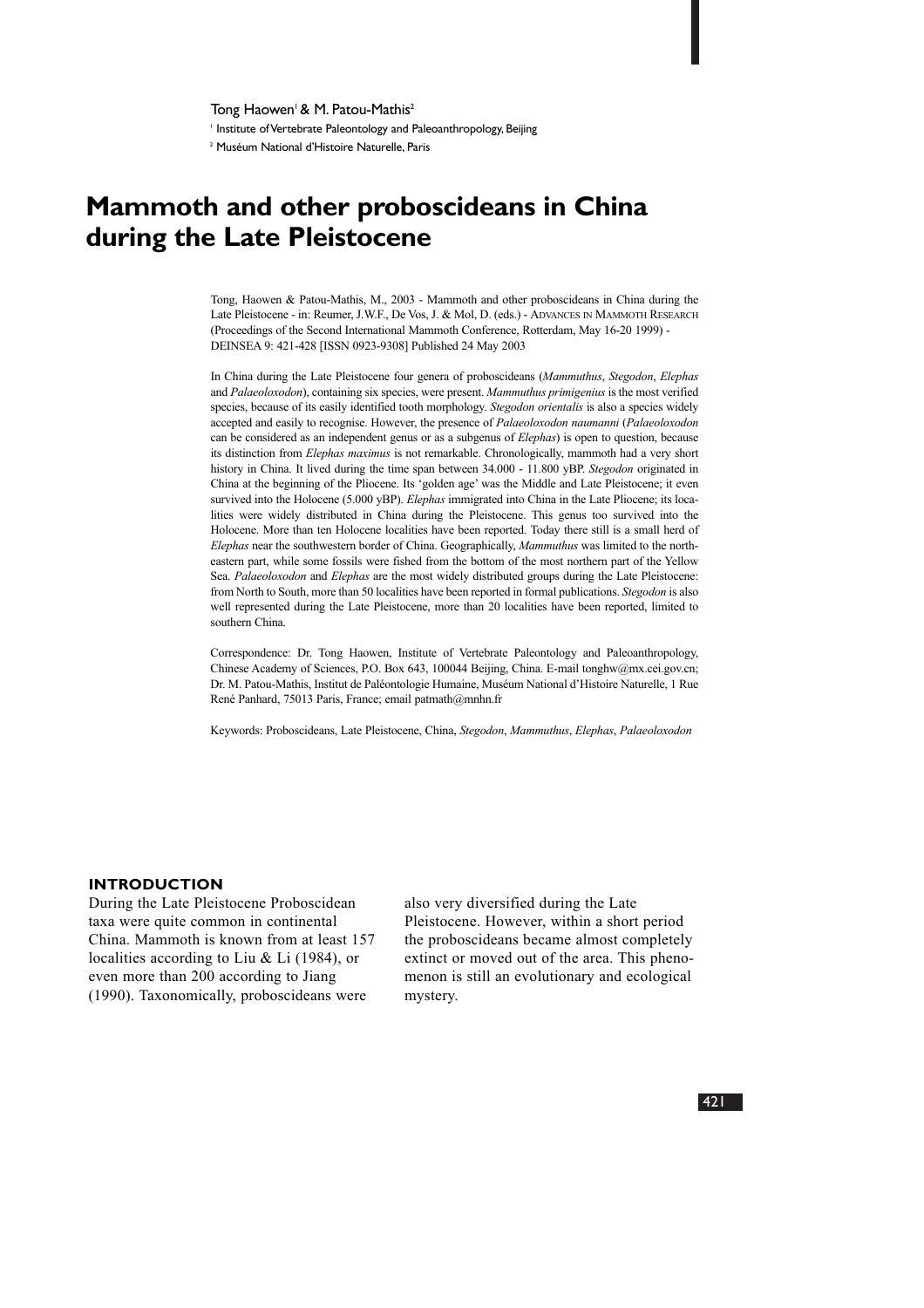Tong Haowen[1] & M. Patou-Mathis[2]

[1] Institute of Vertebrate Paleontology and Paleoanthropology, Beijing

[2] Muséum National d'Histoire Naturelle, Paris

# Mammoth and other proboscideans in China during the Late Pleistocene

Tong, Haowen & Patou-Mathis, M., 2003 - Mammoth and other proboscideans in China during the Late Pleistocene - in: Reumer, J.W.F., De Vos, J. & Mol, D. (eds.) - ADVANCES IN MAMMOTH RESEARCH (Proceedings of the Second International Mammoth Conference, Rotterdam, May 16-20 1999) - DEINSEA 9: 421-428 [ISSN 0923-9308] Published 24 May 2003

In China during the Late Pleistocene four genera of proboscideans (*Mammuthus*, *Stegodon*, *Elephas* and *Palaeoloxodon*), containing six species, were present. *Mammuthus primigenius* is the most verified species, because of its easily identified tooth morphology. *Stegodon orientalis* is also a species widely accepted and easily to recognise. However, the presence of *Palaeoloxodon naumanni* (*Palaeoloxodon* can be considered as an independent genus or as a subgenus of *Elephas*) is open to question, because its distinction from *Elephas maximus* is not remarkable. Chronologically, mammoth had a very short history in China. It lived during the time span between 34.000 - 11.800 yBP. *Stegodon* originated in China at the beginning of the Pliocene. Its 'golden age' was the Middle and Late Pleistocene; it even survived into the Holocene (5.000 yBP). *Elephas* immigrated into China in the Late Pliocene; its localities were widely distributed in China during the Pleistocene. This genus too survived into the Holocene. More than ten Holocene localities have been reported. Today there still is a small herd of *Elephas* near the southwestern border of China. Geographically, *Mammuthus* was limited to the northeastern part, while some fossils were fished from the bottom of the most northern part of the Yellow Sea. *Palaeoloxodon* and *Elephas* are the most widely distributed groups during the Late Pleistocene: from North to South, more than 50 localities have been reported in formal publications. *Stegodon* is also well represented during the Late Pleistocene, more than 20 localities have been reported, limited to southern China.

Correspondence: Dr. Tong Haowen, Institute of Vertebrate Paleontology and Paleoanthropology, Chinese Academy of Sciences, P.O. Box 643, 100044 Beijing, China. E-mail tonghw@mx.cei.gov.cn; Dr. M. Patou-Mathis, Institut de Paléontologie Humaine, Muséum National d'Histoire Naturelle, 1 Rue René Panhard, 75013 Paris, France; email patmath@mnhn.fr

Keywords: Proboscideans, Late Pleistocene, China, *Stegodon*, *Mammuthus*, *Elephas*, *Palaeoloxodon*

## INTRODUCTION

During the Late Pleistocene Proboscidean taxa were quite common in continental China. Mammoth is known from at least 157 localities according to Liu & Li (1984), or even more than 200 according to Jiang (1990). Taxonomically, proboscideans were also very diversified during the Late Pleistocene. However, within a short period the proboscideans became almost completely extinct or moved out of the area. This phenomenon is still an evolutionary and ecological mystery.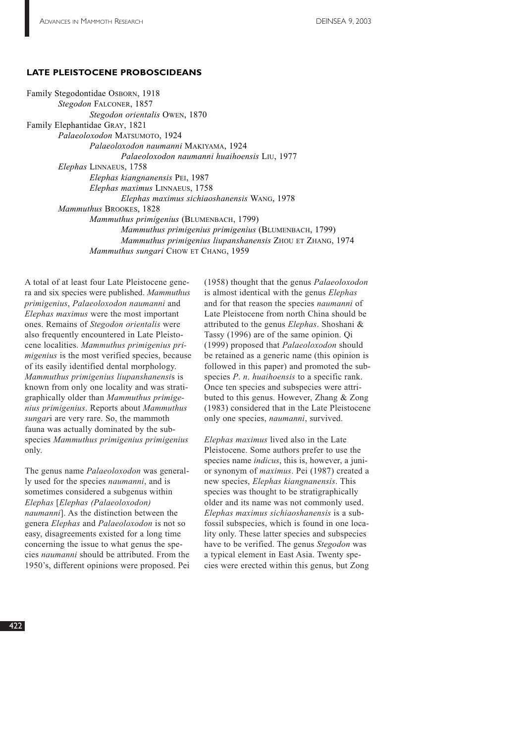## LATE PLEISTOCENE PROBOSCIDEANS

Family Stegodontidae OSBORN, 1918
- *Stegodon* FALCONER, 1857
  - *Stegodon orientalis* OWEN, 1870

Family Elephantidae GRAY, 1821
- *Palaeoloxodon* MATSUMOTO, 1924
  - *Palaeoloxodon naumanni* MAKIYAMA, 1924
    - *Palaeoloxodon naumanni huaihoensis* LIU, 1977
- *Elephas* LINNAEUS, 1758
  - *Elephas kiangnanensis* PEI, 1987
  - *Elephas maximus* LINNAEUS, 1758
    - *Elephas maximus sichiaoshanensis* WANG, 1978
- *Mammuthus* BROOKES, 1828
  - *Mammuthus primigenius* (BLUMENBACH, 1799)
    - *Mammuthus primigenius primigenius* (BLUMENBACH, 1799)
    - *Mammuthus primigenius liupanshanensis* ZHOU ET ZHANG, 1974
  - *Mammuthus sungari* CHOW ET CHANG, 1959

A total of at least four Late Pleistocene genera and six species were published. *Mammuthus primigenius*, *Palaeoloxodon naumanni* and *Elephas maximus* were the most important ones. Remains of *Stegodon orientalis* were also frequently encountered in Late Pleistocene localities. *Mammuthus primigenius primigenius* is the most verified species, because of its easily identified dental morphology. *Mammuthus primigenius liupanshanensis* is known from only one locality and was stratigraphically older than *Mammuthus primigenius primigenius*. Reports about *Mammuthus sungari* are very rare. So, the mammoth fauna was actually dominated by the subspecies *Mammuthus primigenius primigenius* only.

The genus name *Palaeoloxodon* was generally used for the species *naumanni*, and is sometimes considered a subgenus within *Elephas* [*Elephas (Palaeoloxodon) naumanni*]. As the distinction between the genera *Elephas* and *Palaeoloxodon* is not so easy, disagreements existed for a long time concerning the issue to what genus the species *naumanni* should be attributed. From the 1950's, different opinions were proposed. Pei (1958) thought that the genus *Palaeoloxodon* is almost identical with the genus *Elephas* and for that reason the species *naumanni* of Late Pleistocene from north China should be attributed to the genus *Elephas*. Shoshani & Tassy (1996) are of the same opinion. Qi (1999) proposed that *Palaeoloxodon* should be retained as a generic name (this opinion is followed in this paper) and promoted the subspecies *P. n. huaihoensis* to a specific rank. Once ten species and subspecies were attributed to this genus. However, Zhang & Zong (1983) considered that in the Late Pleistocene only one species, *naumanni*, survived.

*Elephas maximus* lived also in the Late Pleistocene. Some authors prefer to use the species name *indicus*, this is, however, a junior synonym of *maximus*. Pei (1987) created a new species, *Elephas kiangnanensis*. This species was thought to be stratigraphically older and its name was not commonly used. *Elephas maximus sichiaoshanensis* is a subfossil subspecies, which is found in one locality only. These latter species and subspecies have to be verified. The genus *Stegodon* was a typical element in East Asia. Twenty species were erected within this genus, but Zong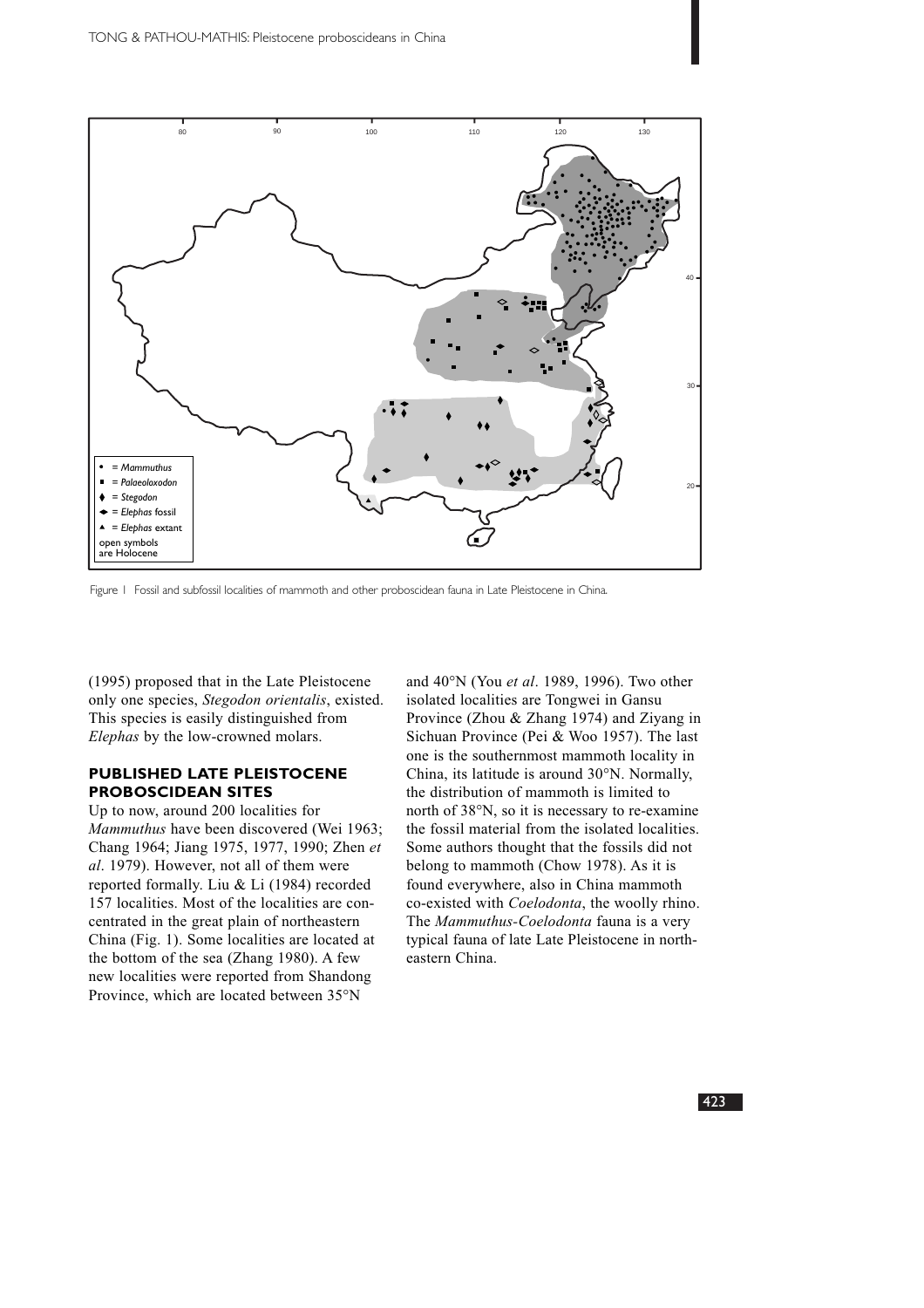Figure 1 Fossil and subfossil localities of mammoth and other proboscidean fauna in Late Pleistocene in China.

(1995) proposed that in the Late Pleistocene only one species, *Stegodon orientalis*, existed. This species is easily distinguished from *Elephas* by the low-crowned molars.

## PUBLISHED LATE PLEISTOCENE PROBOSCIDEAN SITES

Up to now, around 200 localities for *Mammuthus* have been discovered (Wei 1963; Chang 1964; Jiang 1975, 1977, 1990; Zhen *et al*. 1979). However, not all of them were reported formally. Liu & Li (1984) recorded 157 localities. Most of the localities are concentrated in the great plain of northeastern China (Fig. 1). Some localities are located at the bottom of the sea (Zhang 1980). A few new localities were reported from Shandong Province, which are located between 35°N and 40°N (You *et al*. 1989, 1996). Two other isolated localities are Tongwei in Gansu Province (Zhou & Zhang 1974) and Ziyang in Sichuan Province (Pei & Woo 1957). The last one is the southernmost mammoth locality in China, its latitude is around 30°N. Normally, the distribution of mammoth is limited to north of 38°N, so it is necessary to re-examine the fossil material from the isolated localities. Some authors thought that the fossils did not belong to mammoth (Chow 1978). As it is found everywhere, also in China mammoth co-existed with *Coelodonta*, the woolly rhino. The *Mammuthus-Coelodonta* fauna is a very typical fauna of late Late Pleistocene in northeastern China.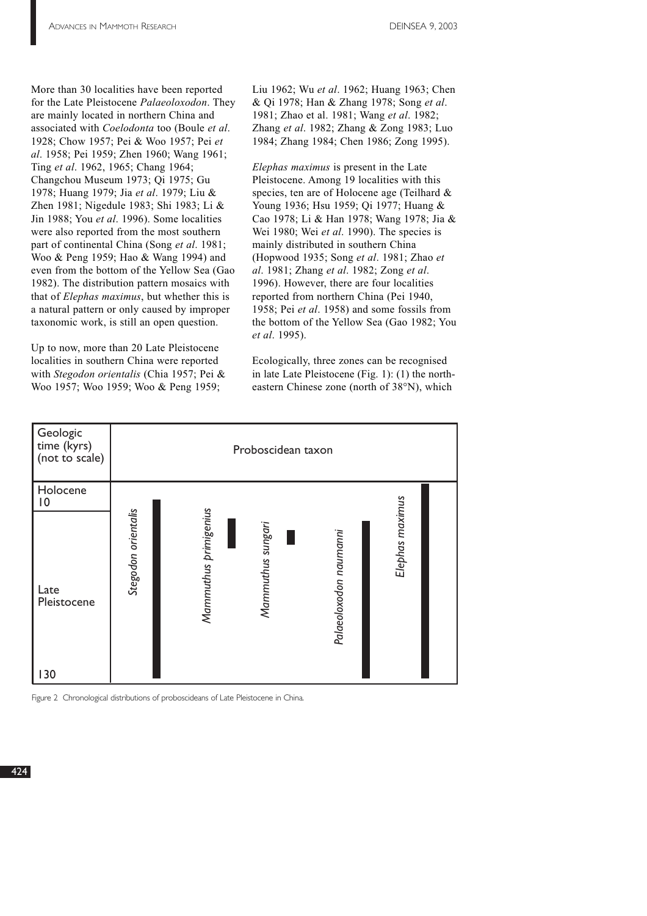More than 30 localities have been reported for the Late Pleistocene *Palaeoloxodon*. They are mainly located in northern China and associated with *Coelodonta* too (Boule *et al*. 1928; Chow 1957; Pei & Woo 1957; Pei *et al*. 1958; Pei 1959; Zhen 1960; Wang 1961; Ting *et al*. 1962, 1965; Chang 1964; Changchou Museum 1973; Qi 1975; Gu 1978; Huang 1979; Jia *et al*. 1979; Liu & Zhen 1981; Nigedule 1983; Shi 1983; Li & Jin 1988; You *et al*. 1996). Some localities were also reported from the most southern part of continental China (Song *et al*. 1981; Woo & Peng 1959; Hao & Wang 1994) and even from the bottom of the Yellow Sea (Gao 1982). The distribution pattern mosaics with that of *Elephas maximus*, but whether this is a natural pattern or only caused by improper taxonomic work, is still an open question.

Up to now, more than 20 Late Pleistocene localities in southern China were reported with *Stegodon orientalis* (Chia 1957; Pei & Woo 1957; Woo 1959; Woo & Peng 1959; Liu 1962; Wu *et al*. 1962; Huang 1963; Chen & Qi 1978; Han & Zhang 1978; Song *et al*. 1981; Zhao et al. 1981; Wang *et al*. 1982; Zhang *et al*. 1982; Zhang & Zong 1983; Luo 1984; Zhang 1984; Chen 1986; Zong 1995).

*Elephas maximus* is present in the Late Pleistocene. Among 19 localities with this species, ten are of Holocene age (Teilhard & Young 1936; Hsu 1959; Qi 1977; Huang & Cao 1978; Li & Han 1978; Wang 1978; Jia & Wei 1980; Wei *et al*. 1990). The species is mainly distributed in southern China (Hopwood 1935; Song *et al*. 1981; Zhao *et al*. 1981; Zhang *et al*. 1982; Zong *et al*. 1996). However, there are four localities reported from northern China (Pei 1940, 1958; Pei *et al*. 1958) and some fossils from the bottom of the Yellow Sea (Gao 1982; You *et al*. 1995).

Ecologically, three zones can be recognised in late Late Pleistocene (Fig. 1): (1) the north-eastern Chinese zone (north of 38°N), which

Figure 2 Chronological distributions of proboscideans of Late Pleistocene in China.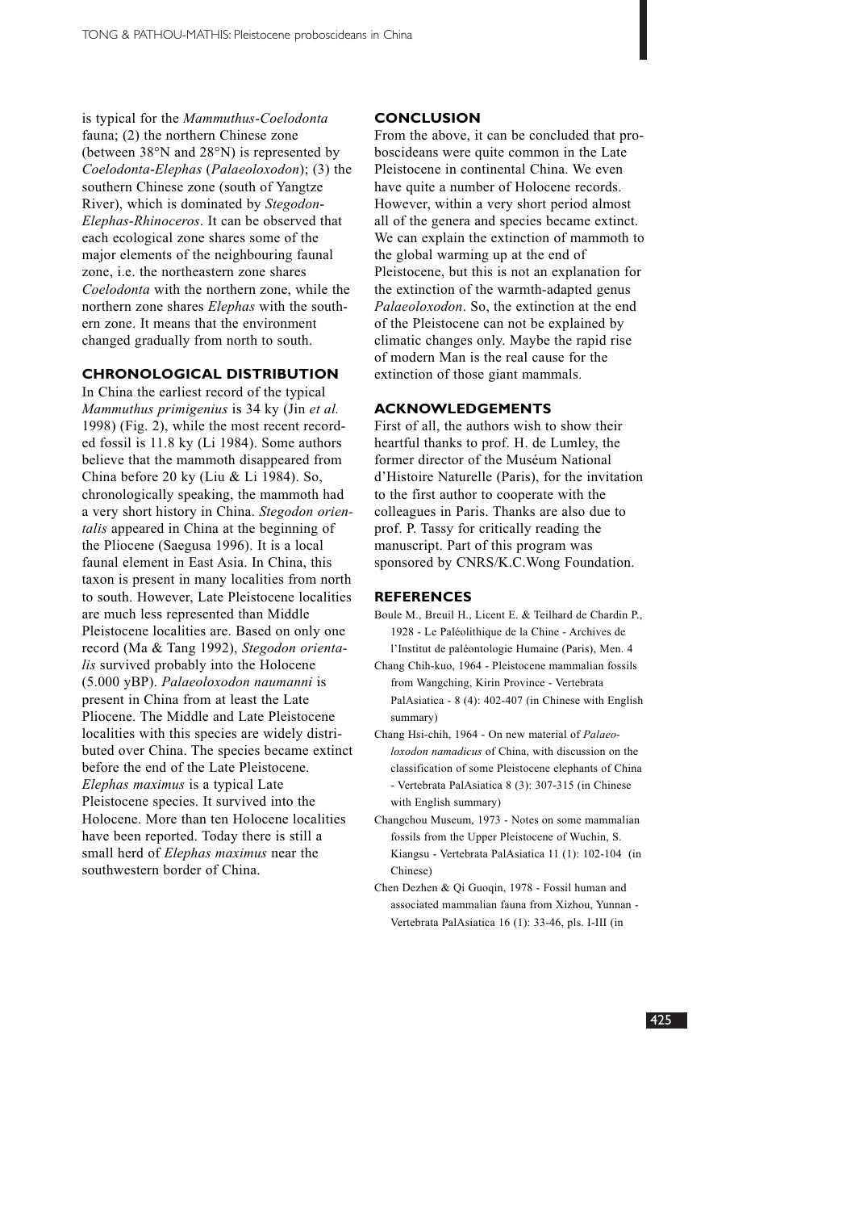is typical for the *Mammuthus-Coelodonta* fauna; (2) the northern Chinese zone (between 38°N and 28°N) is represented by *Coelodonta-Elephas* (*Palaeoloxodon*); (3) the southern Chinese zone (south of Yangtze River), which is dominated by *Stegodon-Elephas-Rhinoceros*. It can be observed that each ecological zone shares some of the major elements of the neighbouring faunal zone, i.e. the northeastern zone shares *Coelodonta* with the northern zone, while the northern zone shares *Elephas* with the southern zone. It means that the environment changed gradually from north to south.

## CHRONOLOGICAL DISTRIBUTION

In China the earliest record of the typical *Mammuthus primigenius* is 34 ky (Jin *et al.* 1998) (Fig. 2), while the most recent recorded fossil is 11.8 ky (Li 1984). Some authors believe that the mammoth disappeared from China before 20 ky (Liu & Li 1984). So, chronologically speaking, the mammoth had a very short history in China. *Stegodon orientalis* appeared in China at the beginning of the Pliocene (Saegusa 1996). It is a local faunal element in East Asia. In China, this taxon is present in many localities from north to south. However, Late Pleistocene localities are much less represented than Middle Pleistocene localities are. Based on only one record (Ma & Tang 1992), *Stegodon orientalis* survived probably into the Holocene (5.000 yBP). *Palaeoloxodon naumanni* is present in China from at least the Late Pliocene. The Middle and Late Pleistocene localities with this species are widely distributed over China. The species became extinct before the end of the Late Pleistocene. *Elephas maximus* is a typical Late Pleistocene species. It survived into the Holocene. More than ten Holocene localities have been reported. Today there is still a small herd of *Elephas maximus* near the southwestern border of China.

## CONCLUSION

From the above, it can be concluded that proboscideans were quite common in the Late Pleistocene in continental China. We even have quite a number of Holocene records. However, within a very short period almost all of the genera and species became extinct. We can explain the extinction of mammoth to the global warming up at the end of Pleistocene, but this is not an explanation for the extinction of the warmth-adapted genus *Palaeoloxodon*. So, the extinction at the end of the Pleistocene can not be explained by climatic changes only. Maybe the rapid rise of modern Man is the real cause for the extinction of those giant mammals.

## ACKNOWLEDGEMENTS

First of all, the authors wish to show their heartful thanks to prof. H. de Lumley, the former director of the Muséum National d'Histoire Naturelle (Paris), for the invitation to the first author to cooperate with the colleagues in Paris. Thanks are also due to prof. P. Tassy for critically reading the manuscript. Part of this program was sponsored by CNRS/K.C.Wong Foundation.

## REFERENCES

Boule M., Breuil H., Licent E. & Teilhard de Chardin P., 1928 - Le Paléolithique de la Chine - Archives de l'Institut de paléontologie Humaine (Paris), Men. 4

Chang Chih-kuo, 1964 - Pleistocene mammalian fossils from Wangching, Kirin Province - Vertebrata PalAsiatica - 8 (4): 402-407 (in Chinese with English summary)

Chang Hsi-chih, 1964 - On new material of *Palaeoloxodon namadicus* of China, with discussion on the classification of some Pleistocene elephants of China - Vertebrata PalAsiatica 8 (3): 307-315 (in Chinese with English summary)

Changchou Museum, 1973 - Notes on some mammalian fossils from the Upper Pleistocene of Wuchin, S. Kiangsu - Vertebrata PalAsiatica 11 (1): 102-104 (in Chinese)

Chen Dezhen & Qi Guoqin, 1978 - Fossil human and associated mammalian fauna from Xizhou, Yunnan - Vertebrata PalAsiatica 16 (1): 33-46, pls. I-III (in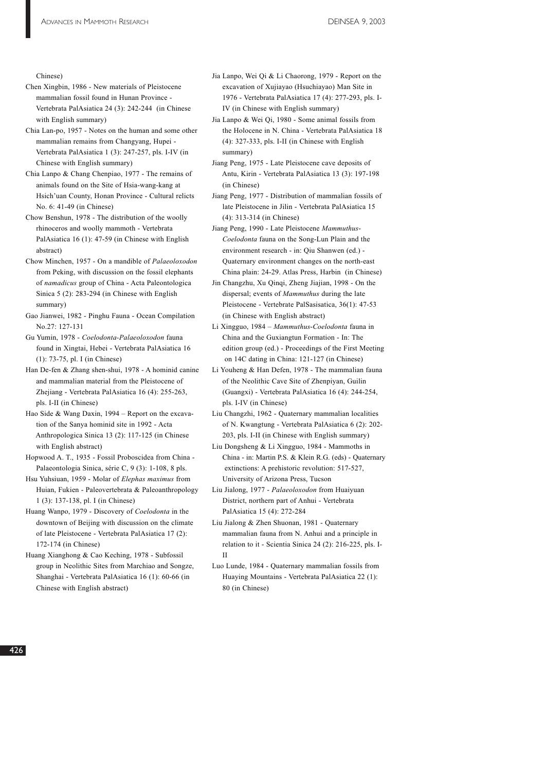Chinese)

Chen Xingbin, 1986 - New materials of Pleistocene mammalian fossil found in Hunan Province - Vertebrata PalAsiatica 24 (3): 242-244 (in Chinese with English summary)

Chia Lan-po, 1957 - Notes on the human and some other mammalian remains from Changyang, Hupei - Vertebrata PalAsiatica 1 (3): 247-257, pls. I-IV (in Chinese with English summary)

Chia Lanpo & Chang Chenpiao, 1977 - The remains of animals found on the Site of Hsia-wang-kang at Hsich'uan County, Honan Province - Cultural relicts No. 6: 41-49 (in Chinese)

Chow Benshun, 1978 - The distribution of the woolly rhinoceros and woolly mammoth - Vertebrata PalAsiatica 16 (1): 47-59 (in Chinese with English abstract)

Chow Minchen, 1957 - On a mandible of *Palaeoloxodon* from Peking, with discussion on the fossil elephants of *namadicus* group of China - Acta Paleontologica Sinica 5 (2): 283-294 (in Chinese with English summary)

Gao Jianwei, 1982 - Pinghu Fauna - Ocean Compilation No.27: 127-131

Gu Yumin, 1978 - *Coelodonta-Palaeoloxodon* fauna found in Xingtai, Hebei - Vertebrata PalAsiatica 16 (1): 73-75, pl. I (in Chinese)

Han De-fen & Zhang shen-shui, 1978 - A hominid canine and mammalian material from the Pleistocene of Zhejiang - Vertebrata PalAsiatica 16 (4): 255-263, pls. I-II (in Chinese)

Hao Side & Wang Daxin, 1994 – Report on the excavation of the Sanya hominid site in 1992 - Acta Anthropologica Sinica 13 (2): 117-125 (in Chinese with English abstract)

Hopwood A. T., 1935 - Fossil Proboscidea from China - Palaeontologia Sinica, série C, 9 (3): 1-108, 8 pls.

Hsu Yuhsiuan, 1959 - Molar of *Elephas maximus* from Huian, Fukien - Paleovertebrata & Paleoanthropology 1 (3): 137-138, pl. I (in Chinese)

Huang Wanpo, 1979 - Discovery of *Coelodonta* in the downtown of Beijing with discussion on the climate of late Pleistocene - Vertebrata PalAsiatica 17 (2): 172-174 (in Chinese)

Huang Xianghong & Cao Keching, 1978 - Subfossil group in Neolithic Sites from Marchiao and Songze, Shanghai - Vertebrata PalAsiatica 16 (1): 60-66 (in Chinese with English abstract)

Jia Lanpo, Wei Qi & Li Chaorong, 1979 - Report on the excavation of Xujiayao (Hsuchiayao) Man Site in 1976 - Vertebrata PalAsiatica 17 (4): 277-293, pls. I-IV (in Chinese with English summary)

Jia Lanpo & Wei Qi, 1980 - Some animal fossils from the Holocene in N. China - Vertebrata PalAsiatica 18 (4): 327-333, pls. I-II (in Chinese with English summary)

Jiang Peng, 1975 - Late Pleistocene cave deposits of Antu, Kirin - Vertebrata PalAsiatica 13 (3): 197-198 (in Chinese)

Jiang Peng, 1977 - Distribution of mammalian fossils of late Pleistocene in Jilin - Vertebrata PalAsiatica 15 (4): 313-314 (in Chinese)

Jiang Peng, 1990 - Late Pleistocene *Mammuthus-Coelodonta* fauna on the Song-Lun Plain and the environment research - in: Qiu Shanwen (ed.) - Quaternary environment changes on the north-east China plain: 24-29. Atlas Press, Harbin (in Chinese)

Jin Changzhu, Xu Qinqi, Zheng Jiajian, 1998 - On the dispersal; events of *Mammuthus* during the late Pleistocene - Vertebrate PalSasisatica, 36(1): 47-53 (in Chinese with English abstract)

Li Xingguo, 1984 – *Mammuthus-Coelodonta* fauna in China and the Guxiangtun Formation - In: The edition group (ed.) - Proceedings of the First Meeting on 14C dating in China: 121-127 (in Chinese)

Li Youheng & Han Defen, 1978 - The mammalian fauna of the Neolithic Cave Site of Zhenpiyan, Guilin (Guangxi) - Vertebrata PalAsiatica 16 (4): 244-254, pls. I-IV (in Chinese)

Liu Changzhi, 1962 - Quaternary mammalian localities of N. Kwangtung - Vertebrata PalAsiatica 6 (2): 202-203, pls. I-II (in Chinese with English summary)

Liu Dongsheng & Li Xingguo, 1984 - Mammoths in China - in: Martin P.S. & Klein R.G. (eds) - Quaternary extinctions: A prehistoric revolution: 517-527, University of Arizona Press, Tucson

Liu Jialong, 1977 - *Palaeoloxodon* from Huaiyuan District, northern part of Anhui - Vertebrata PalAsiatica 15 (4): 272-284

Liu Jialong & Zhen Shuonan, 1981 - Quaternary mammalian fauna from N. Anhui and a principle in relation to it - Scientia Sinica 24 (2): 216-225, pls. I-II

Luo Lunde, 1984 - Quaternary mammalian fossils from Huaying Mountains - Vertebrata PalAsiatica 22 (1): 80 (in Chinese)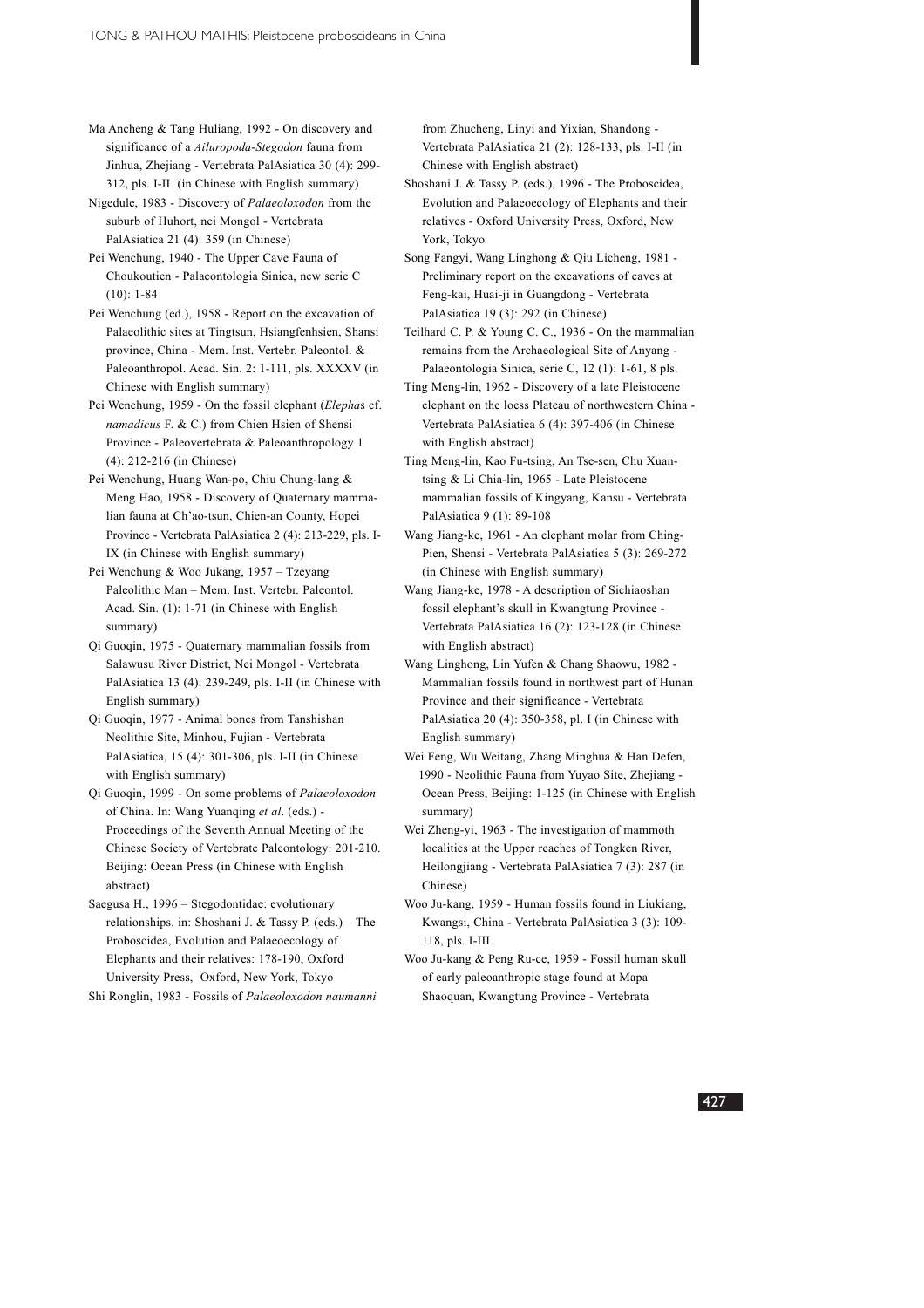Ma Ancheng & Tang Huliang, 1992 - On discovery and significance of a *Ailuropoda-Stegodon* fauna from Jinhua, Zhejiang - Vertebrata PalAsiatica 30 (4): 299-312, pls. I-II (in Chinese with English summary)

Nigedule, 1983 - Discovery of *Palaeoloxodon* from the suburb of Huhort, nei Mongol - Vertebrata PalAsiatica 21 (4): 359 (in Chinese)

Pei Wenchung, 1940 - The Upper Cave Fauna of Choukoutien - Palaeontologia Sinica, new serie C (10): 1-84

Pei Wenchung (ed.), 1958 - Report on the excavation of Palaeolithic sites at Tingtsun, Hsiangfenhsien, Shansi province, China - Mem. Inst. Vertebr. Paleontol. & Paleoanthropol. Acad. Sin. 2: 1-111, pls. XXXXV (in Chinese with English summary)

Pei Wenchung, 1959 - On the fossil elephant (*Elephas* cf. *namadicus* F. & C.) from Chien Hsien of Shensi Province - Paleovertebrata & Paleoanthropology 1 (4): 212-216 (in Chinese)

Pei Wenchung, Huang Wan-po, Chiu Chung-lang & Meng Hao, 1958 - Discovery of Quaternary mammalian fauna at Ch'ao-tsun, Chien-an County, Hopei Province - Vertebrata PalAsiatica 2 (4): 213-229, pls. I-IX (in Chinese with English summary)

Pei Wenchung & Woo Jukang, 1957 – Tzeyang Paleolithic Man – Mem. Inst. Vertebr. Paleontol. Acad. Sin. (1): 1-71 (in Chinese with English summary)

Qi Guoqin, 1975 - Quaternary mammalian fossils from Salawusu River District, Nei Mongol - Vertebrata PalAsiatica 13 (4): 239-249, pls. I-II (in Chinese with English summary)

Qi Guoqin, 1977 - Animal bones from Tanshishan Neolithic Site, Minhou, Fujian - Vertebrata PalAsiatica, 15 (4): 301-306, pls. I-II (in Chinese with English summary)

Qi Guoqin, 1999 - On some problems of *Palaeoloxodon* of China. In: Wang Yuanqing *et al*. (eds.) - Proceedings of the Seventh Annual Meeting of the Chinese Society of Vertebrate Paleontology: 201-210. Beijing: Ocean Press (in Chinese with English abstract)

Saegusa H., 1996 – Stegodontidae: evolutionary relationships. in: Shoshani J. & Tassy P. (eds.) – The Proboscidea, Evolution and Palaeoecology of Elephants and their relatives: 178-190, Oxford University Press, Oxford, New York, Tokyo

Shi Ronglin, 1983 - Fossils of *Palaeoloxodon naumanni* from Zhucheng, Linyi and Yixian, Shandong - Vertebrata PalAsiatica 21 (2): 128-133, pls. I-II (in Chinese with English abstract)

Shoshani J. & Tassy P. (eds.), 1996 - The Proboscidea, Evolution and Palaeoecology of Elephants and their relatives - Oxford University Press, Oxford, New York, Tokyo

Song Fangyi, Wang Linghong & Qiu Licheng, 1981 - Preliminary report on the excavations of caves at Feng-kai, Huai-ji in Guangdong - Vertebrata PalAsiatica 19 (3): 292 (in Chinese)

Teilhard C. P. & Young C. C., 1936 - On the mammalian remains from the Archaeological Site of Anyang - Palaeontologia Sinica, série C, 12 (1): 1-61, 8 pls.

Ting Meng-lin, 1962 - Discovery of a late Pleistocene elephant on the loess Plateau of northwestern China - Vertebrata PalAsiatica 6 (4): 397-406 (in Chinese with English abstract)

Ting Meng-lin, Kao Fu-tsing, An Tse-sen, Chu Xuan-tsing & Li Chia-lin, 1965 - Late Pleistocene mammalian fossils of Kingyang, Kansu - Vertebrata PalAsiatica 9 (1): 89-108

Wang Jiang-ke, 1961 - An elephant molar from Ching-Pien, Shensi - Vertebrata PalAsiatica 5 (3): 269-272 (in Chinese with English summary)

Wang Jiang-ke, 1978 - A description of Sichiaoshan fossil elephant's skull in Kwangtung Province - Vertebrata PalAsiatica 16 (2): 123-128 (in Chinese with English abstract)

Wang Linghong, Lin Yufen & Chang Shaowu, 1982 - Mammalian fossils found in northwest part of Hunan Province and their significance - Vertebrata PalAsiatica 20 (4): 350-358, pl. I (in Chinese with English summary)

Wei Feng, Wu Weitang, Zhang Minghua & Han Defen, 1990 - Neolithic Fauna from Yuyao Site, Zhejiang - Ocean Press, Beijing: 1-125 (in Chinese with English summary)

Wei Zheng-yi, 1963 - The investigation of mammoth localities at the Upper reaches of Tongken River, Heilongjiang - Vertebrata PalAsiatica 7 (3): 287 (in Chinese)

Woo Ju-kang, 1959 - Human fossils found in Liukiang, Kwangsi, China - Vertebrata PalAsiatica 3 (3): 109-118, pls. I-III

Woo Ju-kang & Peng Ru-ce, 1959 - Fossil human skull of early paleoanthropic stage found at Mapa Shaoquan, Kwangtung Province - Vertebrata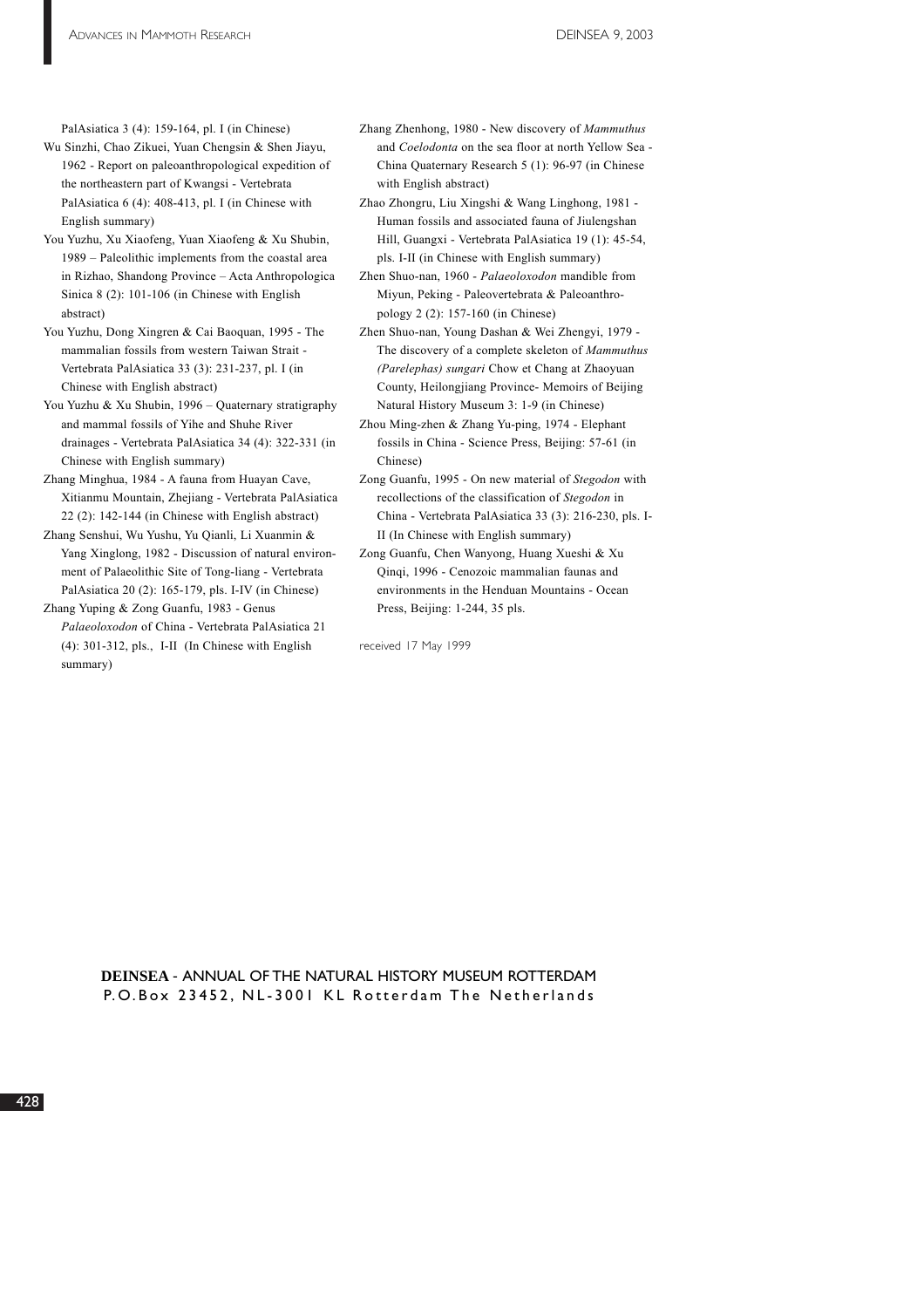PalAsiatica 3 (4): 159-164, pl. I (in Chinese)

Wu Sinzhi, Chao Zikuei, Yuan Chengsin & Shen Jiayu, 1962 - Report on paleoanthropological expedition of the northeastern part of Kwangsi - Vertebrata PalAsiatica 6 (4): 408-413, pl. I (in Chinese with English summary)

You Yuzhu, Xu Xiaofeng, Yuan Xiaofeng & Xu Shubin, 1989 – Paleolithic implements from the coastal area in Rizhao, Shandong Province – Acta Anthropologica Sinica 8 (2): 101-106 (in Chinese with English abstract)

You Yuzhu, Dong Xingren & Cai Baoquan, 1995 - The mammalian fossils from western Taiwan Strait - Vertebrata PalAsiatica 33 (3): 231-237, pl. I (in Chinese with English abstract)

You Yuzhu & Xu Shubin, 1996 – Quaternary stratigraphy and mammal fossils of Yihe and Shuhe River drainages - Vertebrata PalAsiatica 34 (4): 322-331 (in Chinese with English summary)

Zhang Minghua, 1984 - A fauna from Huayan Cave, Xitianmu Mountain, Zhejiang - Vertebrata PalAsiatica 22 (2): 142-144 (in Chinese with English abstract)

Zhang Senshui, Wu Yushu, Yu Qianli, Li Xuanmin & Yang Xinglong, 1982 - Discussion of natural environment of Palaeolithic Site of Tong-liang - Vertebrata PalAsiatica 20 (2): 165-179, pls. I-IV (in Chinese)

Zhang Yuping & Zong Guanfu, 1983 - Genus *Palaeoloxodon* of China - Vertebrata PalAsiatica 21 (4): 301-312, pls., I-II (In Chinese with English summary)

Zhang Zhenhong, 1980 - New discovery of *Mammuthus* and *Coelodonta* on the sea floor at north Yellow Sea - China Quaternary Research 5 (1): 96-97 (in Chinese with English abstract)

Zhao Zhongru, Liu Xingshi & Wang Linghong, 1981 - Human fossils and associated fauna of Jiulengshan Hill, Guangxi - Vertebrata PalAsiatica 19 (1): 45-54, pls. I-II (in Chinese with English summary)

Zhen Shuo-nan, 1960 - *Palaeoloxodon* mandible from Miyun, Peking - Paleovertebrata & Paleoanthropology 2 (2): 157-160 (in Chinese)

Zhen Shuo-nan, Young Dashan & Wei Zhengyi, 1979 - The discovery of a complete skeleton of *Mammuthus (Parelephas) sungari* Chow et Chang at Zhaoyuan County, Heilongjiang Province- Memoirs of Beijing Natural History Museum 3: 1-9 (in Chinese)

Zhou Ming-zhen & Zhang Yu-ping, 1974 - Elephant fossils in China - Science Press, Beijing: 57-61 (in Chinese)

Zong Guanfu, 1995 - On new material of *Stegodon* with recollections of the classification of *Stegodon* in China - Vertebrata PalAsiatica 33 (3): 216-230, pls. I-II (In Chinese with English summary)

Zong Guanfu, Chen Wanyong, Huang Xueshi & Xu Qinqi, 1996 - Cenozoic mammalian faunas and environments in the Henduan Mountains - Ocean Press, Beijing: 1-244, 35 pls.

received 17 May 1999

**DEINSEA** - ANNUAL OF THE NATURAL HISTORY MUSEUM ROTTERDAM
P.O.Box 23452, NL-3001 KL Rotterdam The Netherlands